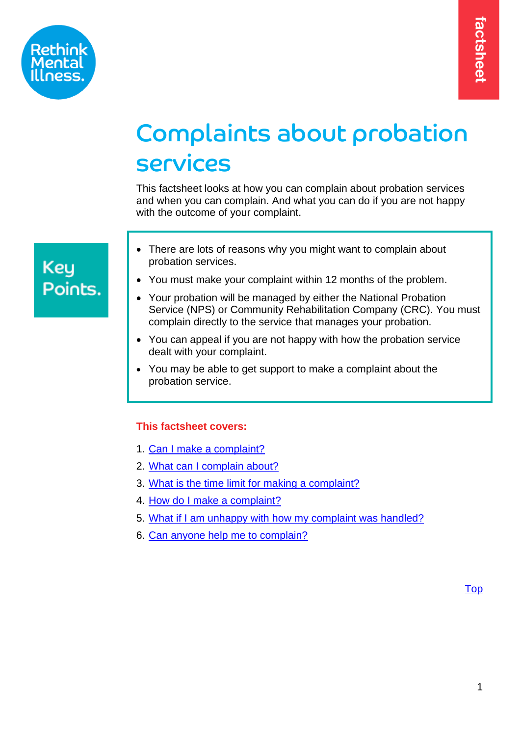Rethink Mental Illness.

factsheet

# Complaints about probation services

This factsheet looks at how you can complain about probation services and when you can complain. And what you can do if you are not happy with the outcome of your complaint.

**Key Points.**

- There are lots of reasons why you might want to complain about probation services.
- You must make your complaint within 12 months of the problem.
- Your probation will be managed by either the National Probation Service (NPS) or Community Rehabilitation Company (CRC). You must complain directly to the service that manages your probation.
- You can appeal if you are not happy with how the probation service dealt with your complaint.
- You may be able to get support to make a complaint about the probation service.

**This factsheet covers:**

1. Can I make a complaint?
2. What can I complain about?
3. What is the time limit for making a complaint?
4. How do I make a complaint?
5. What if I am unhappy with how my complaint was handled?
6. Can anyone help me to complain?

Top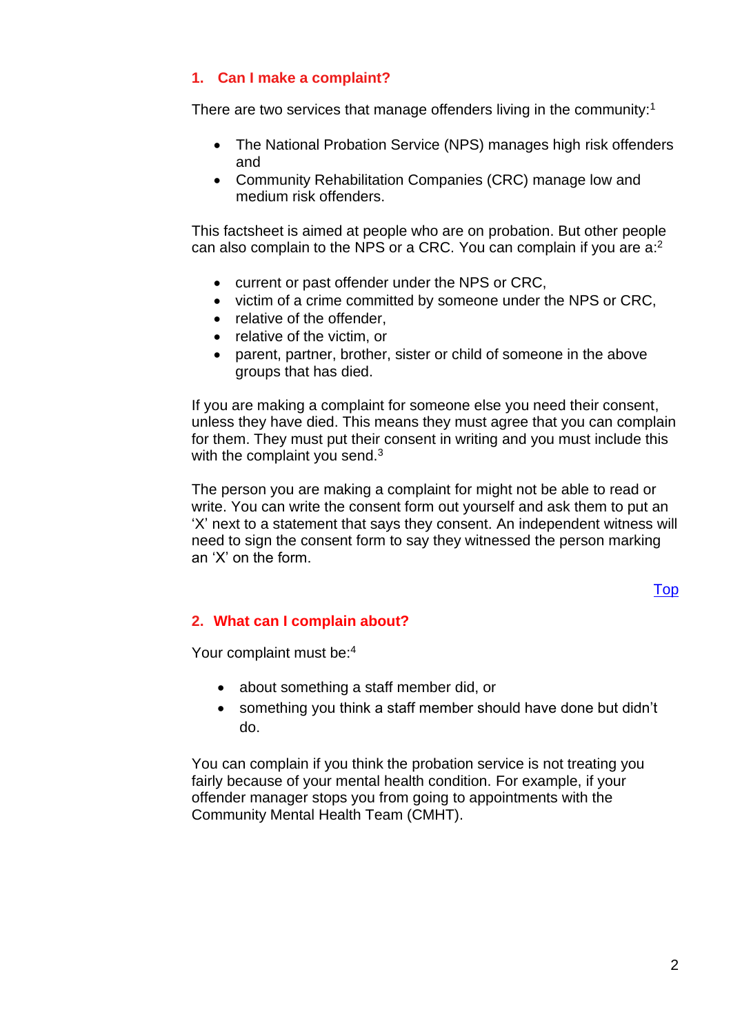## 1. Can I make a complaint?

There are two services that manage offenders living in the community:[1]

- The National Probation Service (NPS) manages high risk offenders and
- Community Rehabilitation Companies (CRC) manage low and medium risk offenders.

This factsheet is aimed at people who are on probation. But other people can also complain to the NPS or a CRC. You can complain if you are a:[2]

- current or past offender under the NPS or CRC,
- victim of a crime committed by someone under the NPS or CRC,
- relative of the offender,
- relative of the victim, or
- parent, partner, brother, sister or child of someone in the above groups that has died.

If you are making a complaint for someone else you need their consent, unless they have died. This means they must agree that you can complain for them. They must put their consent in writing and you must include this with the complaint you send.[3]

The person you are making a complaint for might not be able to read or write. You can write the consent form out yourself and ask them to put an 'X' next to a statement that says they consent. An independent witness will need to sign the consent form to say they witnessed the person marking an 'X' on the form.

Top

## 2. What can I complain about?

Your complaint must be:[4]

- about something a staff member did, or
- something you think a staff member should have done but didn't do.

You can complain if you think the probation service is not treating you fairly because of your mental health condition. For example, if your offender manager stops you from going to appointments with the Community Mental Health Team (CMHT).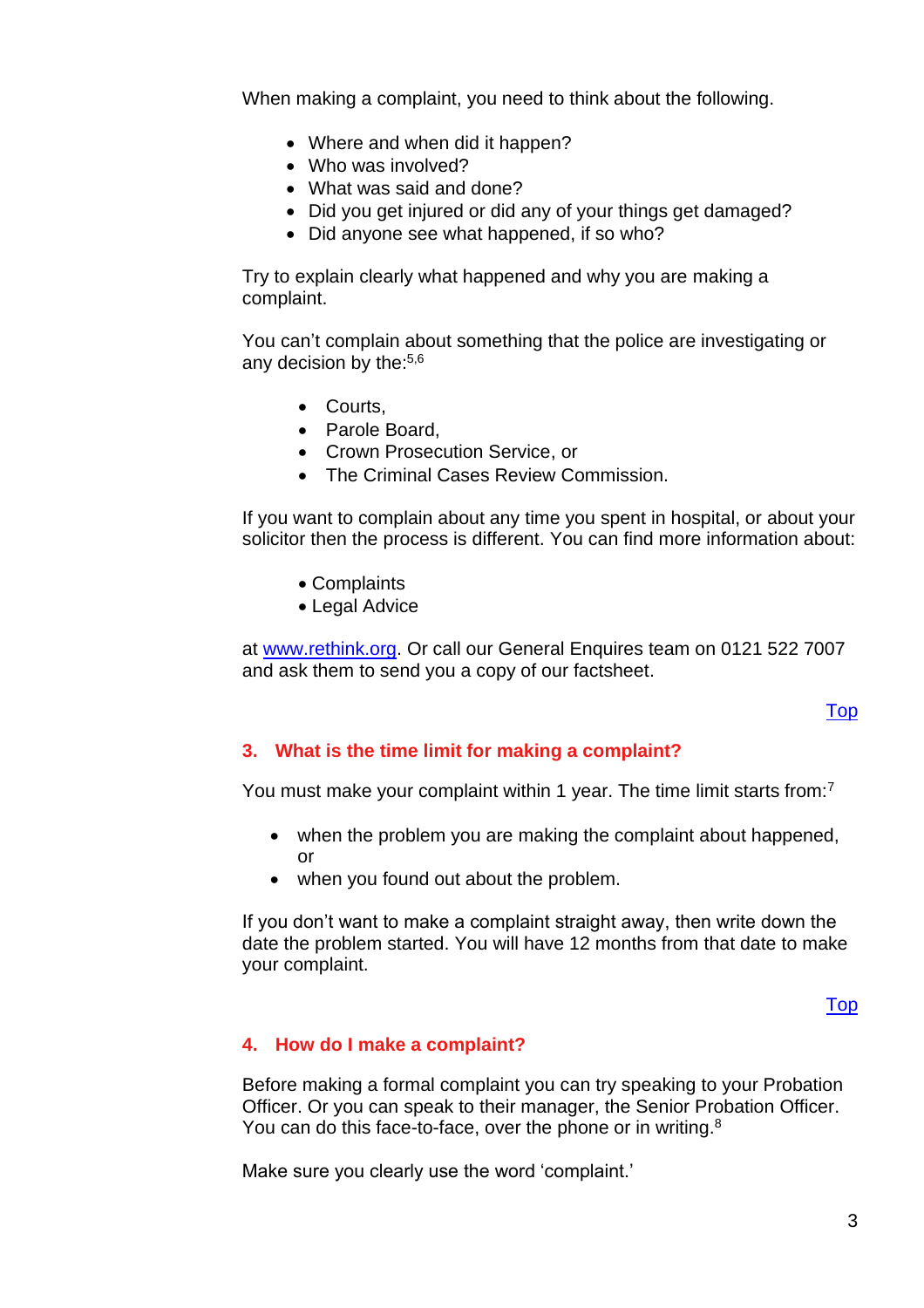When making a complaint, you need to think about the following.

- Where and when did it happen?
- Who was involved?
- What was said and done?
- Did you get injured or did any of your things get damaged?
- Did anyone see what happened, if so who?

Try to explain clearly what happened and why you are making a complaint.

You can't complain about something that the police are investigating or any decision by the:[5,6]

- Courts,
- Parole Board,
- Crown Prosecution Service, or
- The Criminal Cases Review Commission.

If you want to complain about any time you spent in hospital, or about your solicitor then the process is different. You can find more information about:

- Complaints
- Legal Advice

at [www.rethink.org](http://www.rethink.org). Or call our General Enquires team on 0121 522 7007 and ask them to send you a copy of our factsheet.

[Top](#)

## 3. What is the time limit for making a complaint?

You must make your complaint within 1 year. The time limit starts from:[7]

- when the problem you are making the complaint about happened, or
- when you found out about the problem.

If you don't want to make a complaint straight away, then write down the date the problem started. You will have 12 months from that date to make your complaint.

[Top](#)

## 4. How do I make a complaint?

Before making a formal complaint you can try speaking to your Probation Officer. Or you can speak to their manager, the Senior Probation Officer. You can do this face-to-face, over the phone or in writing.[8]

Make sure you clearly use the word 'complaint.'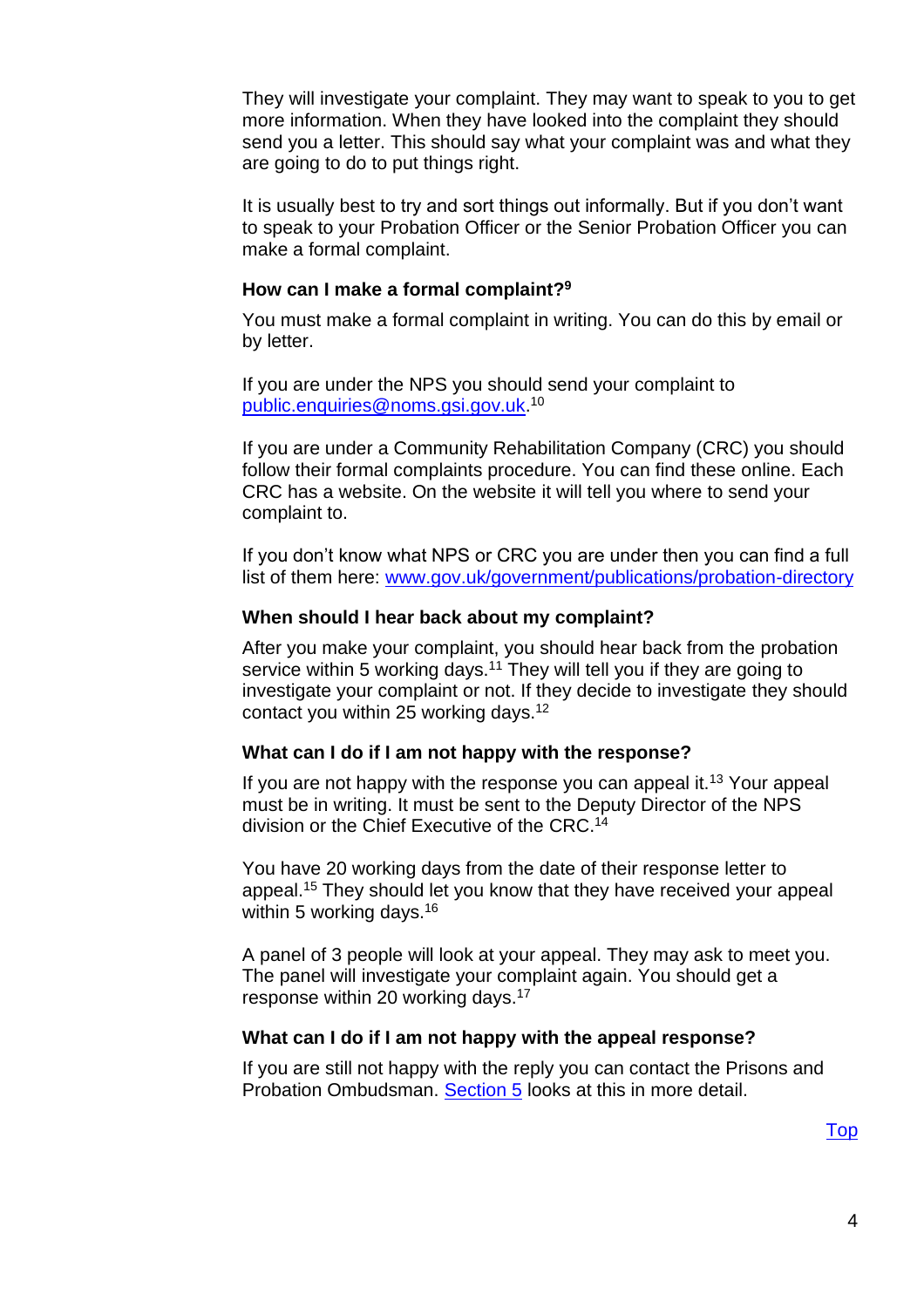They will investigate your complaint. They may want to speak to you to get more information. When they have looked into the complaint they should send you a letter. This should say what your complaint was and what they are going to do to put things right.

It is usually best to try and sort things out informally. But if you don't want to speak to your Probation Officer or the Senior Probation Officer you can make a formal complaint.

### How can I make a formal complaint?[9]

You must make a formal complaint in writing. You can do this by email or by letter.

If you are under the NPS you should send your complaint to [public.enquiries@noms.gsi.gov.uk](mailto:public.enquiries@noms.gsi.gov.uk).[10]

If you are under a Community Rehabilitation Company (CRC) you should follow their formal complaints procedure. You can find these online. Each CRC has a website. On the website it will tell you where to send your complaint to.

If you don't know what NPS or CRC you are under then you can find a full list of them here: [www.gov.uk/government/publications/probation-directory](http://www.gov.uk/government/publications/probation-directory)

### When should I hear back about my complaint?

After you make your complaint, you should hear back from the probation service within 5 working days.[11] They will tell you if they are going to investigate your complaint or not. If they decide to investigate they should contact you within 25 working days.[12]

### What can I do if I am not happy with the response?

If you are not happy with the response you can appeal it.[13] Your appeal must be in writing. It must be sent to the Deputy Director of the NPS division or the Chief Executive of the CRC.[14]

You have 20 working days from the date of their response letter to appeal.[15] They should let you know that they have received your appeal within 5 working days.[16]

A panel of 3 people will look at your appeal. They may ask to meet you. The panel will investigate your complaint again. You should get a response within 20 working days.[17]

### What can I do if I am not happy with the appeal response?

If you are still not happy with the reply you can contact the Prisons and Probation Ombudsman. [Section 5](#) looks at this in more detail.

[Top](#)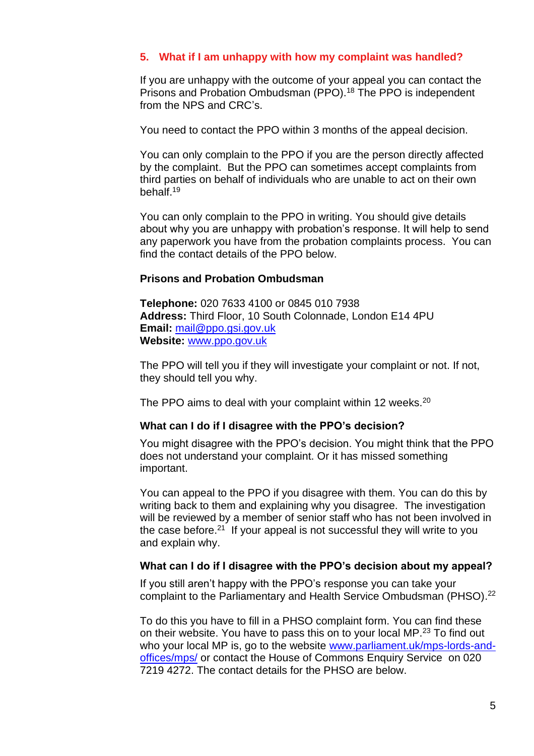## 5. What if I am unhappy with how my complaint was handled?

If you are unhappy with the outcome of your appeal you can contact the Prisons and Probation Ombudsman (PPO).[18] The PPO is independent from the NPS and CRC's.

You need to contact the PPO within 3 months of the appeal decision.

You can only complain to the PPO if you are the person directly affected by the complaint. But the PPO can sometimes accept complaints from third parties on behalf of individuals who are unable to act on their own behalf.[19]

You can only complain to the PPO in writing. You should give details about why you are unhappy with probation's response. It will help to send any paperwork you have from the probation complaints process. You can find the contact details of the PPO below.

**Prisons and Probation Ombudsman**

**Telephone:** 020 7633 4100 or 0845 010 7938
**Address:** Third Floor, 10 South Colonnade, London E14 4PU
**Email:** [mail@ppo.gsi.gov.uk](mailto:mail@ppo.gsi.gov.uk)
**Website:** [www.ppo.gov.uk](http://www.ppo.gov.uk)

The PPO will tell you if they will investigate your complaint or not. If not, they should tell you why.

The PPO aims to deal with your complaint within 12 weeks.[20]

### What can I do if I disagree with the PPO's decision?

You might disagree with the PPO's decision. You might think that the PPO does not understand your complaint. Or it has missed something important.

You can appeal to the PPO if you disagree with them. You can do this by writing back to them and explaining why you disagree. The investigation will be reviewed by a member of senior staff who has not been involved in the case before.[21] If your appeal is not successful they will write to you and explain why.

### What can I do if I disagree with the PPO's decision about my appeal?

If you still aren't happy with the PPO's response you can take your complaint to the Parliamentary and Health Service Ombudsman (PHSO).[22]

To do this you have to fill in a PHSO complaint form. You can find these on their website. You have to pass this on to your local MP.[23] To find out who your local MP is, go to the website [www.parliament.uk/mps-lords-and-offices/mps/](http://www.parliament.uk/mps-lords-and-offices/mps/) or contact the House of Commons Enquiry Service on 020 7219 4272. The contact details for the PHSO are below.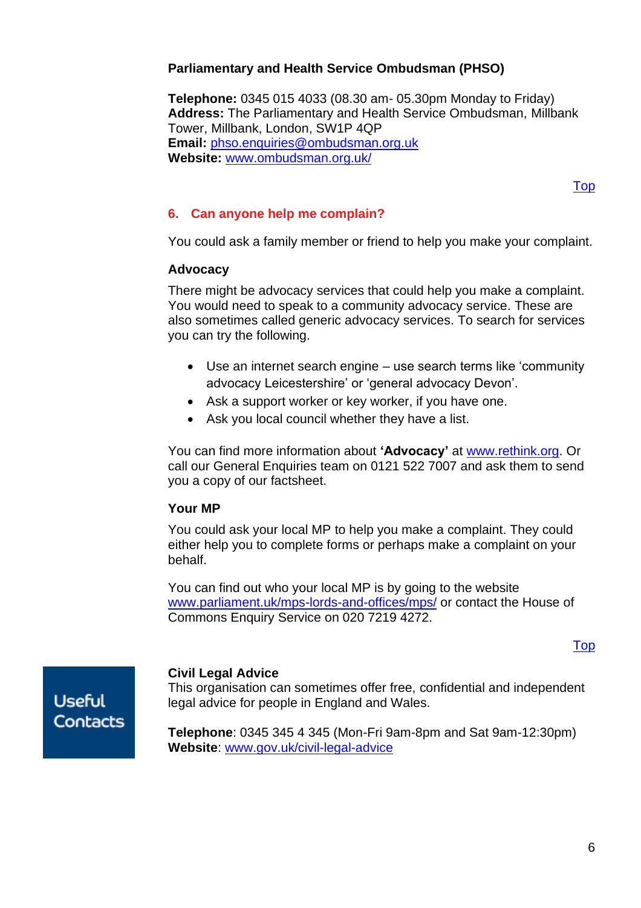**Parliamentary and Health Service Ombudsman (PHSO)**

**Telephone:** 0345 015 4033 (08.30 am- 05.30pm Monday to Friday)
**Address:** The Parliamentary and Health Service Ombudsman, Millbank Tower, Millbank, London, SW1P 4QP
**Email:** phso.enquiries@ombudsman.org.uk
**Website:** www.ombudsman.org.uk/

Top

## 6. Can anyone help me complain?

You could ask a family member or friend to help you make your complaint.

### Advocacy

There might be advocacy services that could help you make a complaint. You would need to speak to a community advocacy service. These are also sometimes called generic advocacy services. To search for services you can try the following.

- Use an internet search engine – use search terms like 'community advocacy Leicestershire' or 'general advocacy Devon'.
- Ask a support worker or key worker, if you have one.
- Ask you local council whether they have a list.

You can find more information about **'Advocacy'** at www.rethink.org. Or call our General Enquiries team on 0121 522 7007 and ask them to send you a copy of our factsheet.

### Your MP

You could ask your local MP to help you make a complaint. They could either help you to complete forms or perhaps make a complaint on your behalf.

You can find out who your local MP is by going to the website www.parliament.uk/mps-lords-and-offices/mps/ or contact the House of Commons Enquiry Service on 020 7219 4272.

Top

Useful Contacts

**Civil Legal Advice**
This organisation can sometimes offer free, confidential and independent legal advice for people in England and Wales.

**Telephone**: 0345 345 4 345 (Mon-Fri 9am-8pm and Sat 9am-12:30pm)
**Website**: www.gov.uk/civil-legal-advice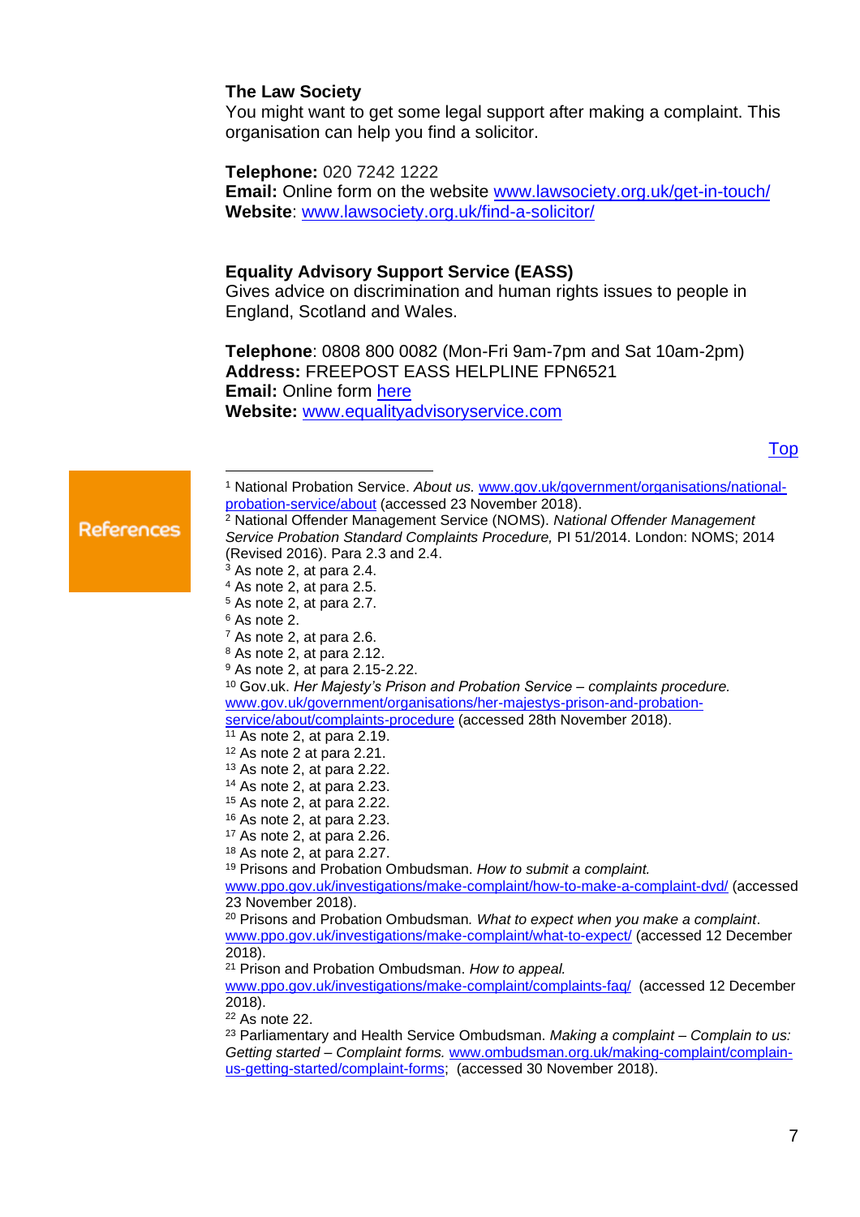**The Law Society**
You might want to get some legal support after making a complaint. This organisation can help you find a solicitor.

**Telephone:** 020 7242 1222
**Email:** Online form on the website [www.lawsociety.org.uk/get-in-touch/](www.lawsociety.org.uk/get-in-touch/)
**Website**: [www.lawsociety.org.uk/find-a-solicitor/](www.lawsociety.org.uk/find-a-solicitor/)

**Equality Advisory Support Service (EASS)**
Gives advice on discrimination and human rights issues to people in England, Scotland and Wales.

**Telephone**: 0808 800 0082 (Mon-Fri 9am-7pm and Sat 10am-2pm)
**Address:** FREEPOST EASS HELPLINE FPN6521
**Email:** Online form here
**Website:** [www.equalityadvisoryservice.com](www.equalityadvisoryservice.com)

Top

## References

[1] National Probation Service. *About us.* www.gov.uk/government/organisations/national-probation-service/about (accessed 23 November 2018).
[2] National Offender Management Service (NOMS). *National Offender Management Service Probation Standard Complaints Procedure,* PI 51/2014. London: NOMS; 2014 (Revised 2016). Para 2.3 and 2.4.
[3] As note 2, at para 2.4.
[4] As note 2, at para 2.5.
[5] As note 2, at para 2.7.
[6] As note 2.
[7] As note 2, at para 2.6.
[8] As note 2, at para 2.12.
[9] As note 2, at para 2.15-2.22.
[10] Gov.uk. *Her Majesty's Prison and Probation Service – complaints procedure.* www.gov.uk/government/organisations/her-majestys-prison-and-probation-service/about/complaints-procedure (accessed 28th November 2018).
[11] As note 2, at para 2.19.
[12] As note 2 at para 2.21.
[13] As note 2, at para 2.22.
[14] As note 2, at para 2.23.
[15] As note 2, at para 2.22.
[16] As note 2, at para 2.23.
[17] As note 2, at para 2.26.
[18] As note 2, at para 2.27.
[19] Prisons and Probation Ombudsman. *How to submit a complaint.* www.ppo.gov.uk/investigations/make-complaint/how-to-make-a-complaint-dvd/ (accessed 23 November 2018).
[20] Prisons and Probation Ombudsman. *What to expect when you make a complaint*. www.ppo.gov.uk/investigations/make-complaint/what-to-expect/ (accessed 12 December 2018).
[21] Prison and Probation Ombudsman. *How to appeal.* www.ppo.gov.uk/investigations/make-complaint/complaints-faq/ (accessed 12 December 2018).
[22] As note 22.
[23] Parliamentary and Health Service Ombudsman. *Making a complaint – Complain to us: Getting started – Complaint forms.* www.ombudsman.org.uk/making-complaint/complain-us-getting-started/complaint-forms; (accessed 30 November 2018).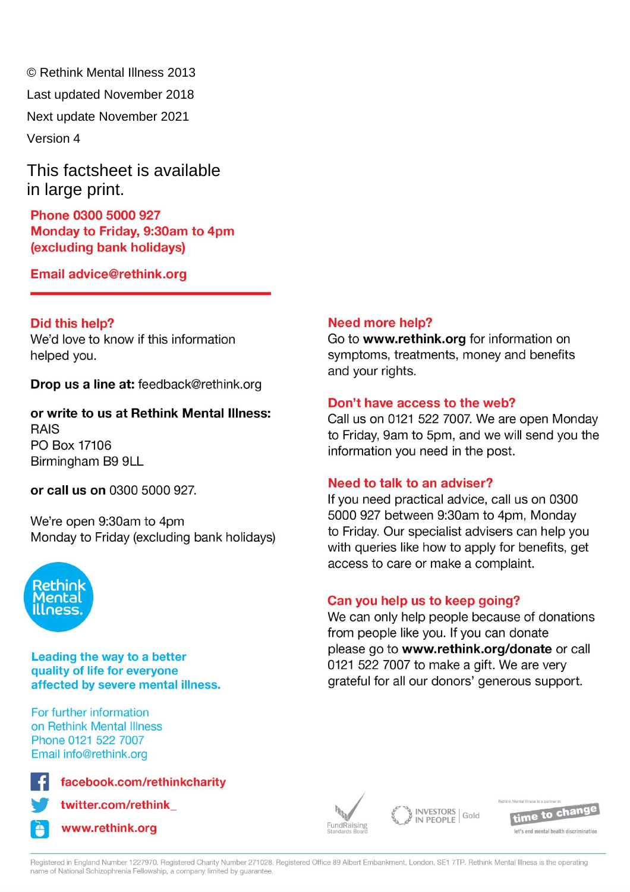© Rethink Mental Illness 2013

Last updated November 2018

Next update November 2021

Version 4

This factsheet is available in large print.

**Phone 0300 5000 927**
**Monday to Friday, 9:30am to 4pm**
**(excluding bank holidays)**

**Email advice@rethink.org**

## Did this help?

We'd love to know if this information helped you.

**Drop us a line at:** feedback@rethink.org

**or write to us at Rethink Mental Illness:**
RAIS
PO Box 17106
Birmingham B9 9LL

**or call us on** 0300 5000 927.

We're open 9:30am to 4pm
Monday to Friday (excluding bank holidays)

Rethink Mental Illness.

**Leading the way to a better quality of life for everyone affected by severe mental illness.**

For further information on Rethink Mental Illness
Phone 0121 522 7007
Email info@rethink.org

**facebook.com/rethinkcharity**

**twitter.com/rethink_**

**www.rethink.org**

## Need more help?

Go to **www.rethink.org** for information on symptoms, treatments, money and benefits and your rights.

## Don't have access to the web?

Call us on 0121 522 7007. We are open Monday to Friday, 9am to 5pm, and we will send you the information you need in the post.

## Need to talk to an adviser?

If you need practical advice, call us on 0300 5000 927 between 9:30am to 4pm, Monday to Friday. Our specialist advisers can help you with queries like how to apply for benefits, get access to care or make a complaint.

## Can you help us to keep going?

We can only help people because of donations from people like you. If you can donate please go to **www.rethink.org/donate** or call 0121 522 7007 to make a gift. We are very grateful for all our donors' generous support.

FundRaising Standards Board

INVESTORS IN PEOPLE | Gold

Rethink Mental Illness is a partner in: time to change — let's end mental health discrimination

Registered in England Number 1227970. Registered Charity Number 271028. Registered Office 89 Albert Embankment, London, SE1 7TP. Rethink Mental Illness is the operating name of National Schizophrenia Fellowship, a company limited by guarantee.